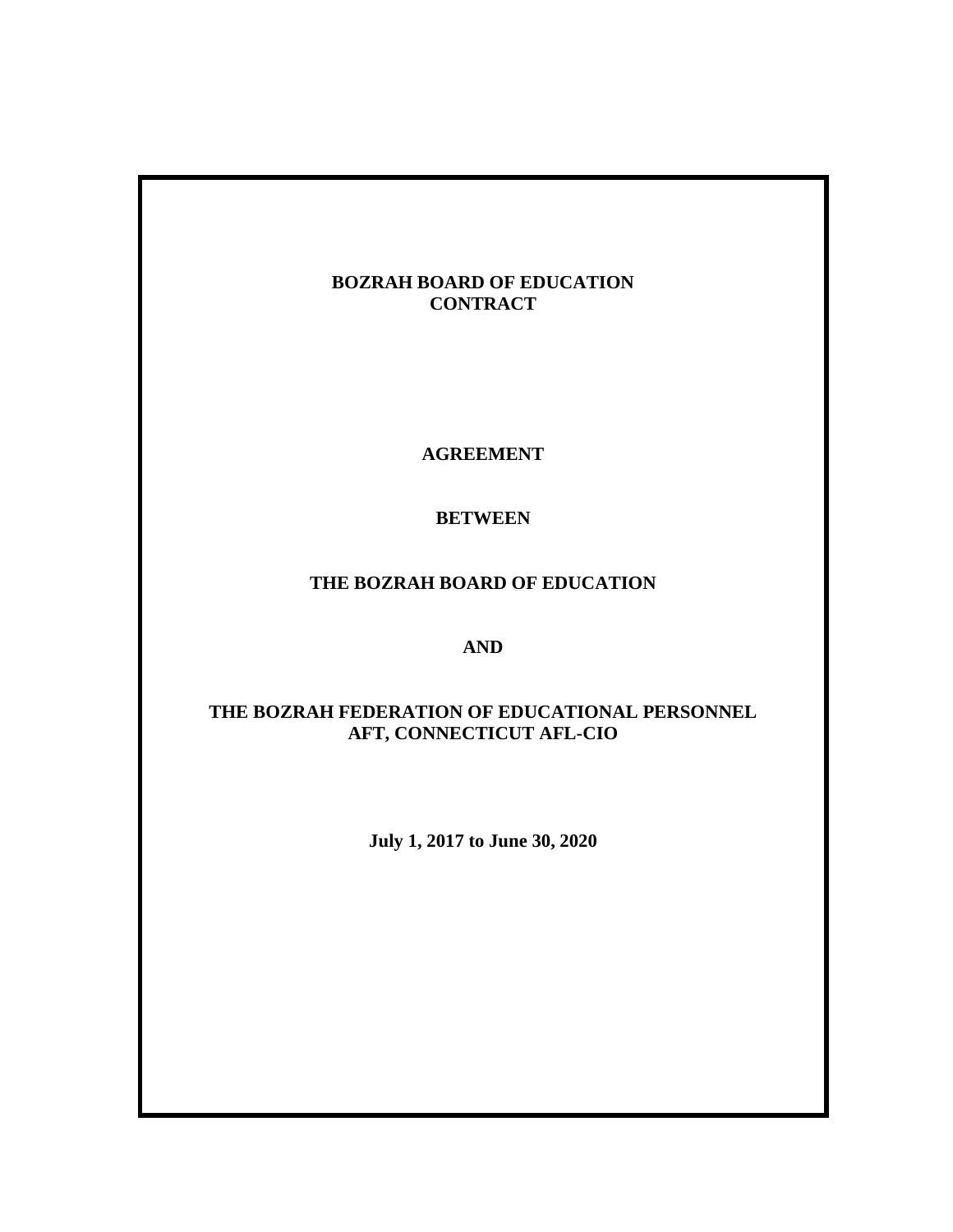**BOZRAH BOARD OF EDUCATION**
**CONTRACT**

**AGREEMENT**

**BETWEEN**

**THE BOZRAH BOARD OF EDUCATION**

**AND**

**THE BOZRAH FEDERATION OF EDUCATIONAL PERSONNEL**
**AFT, CONNECTICUT AFL-CIO**

**July 1, 2017 to June 30, 2020**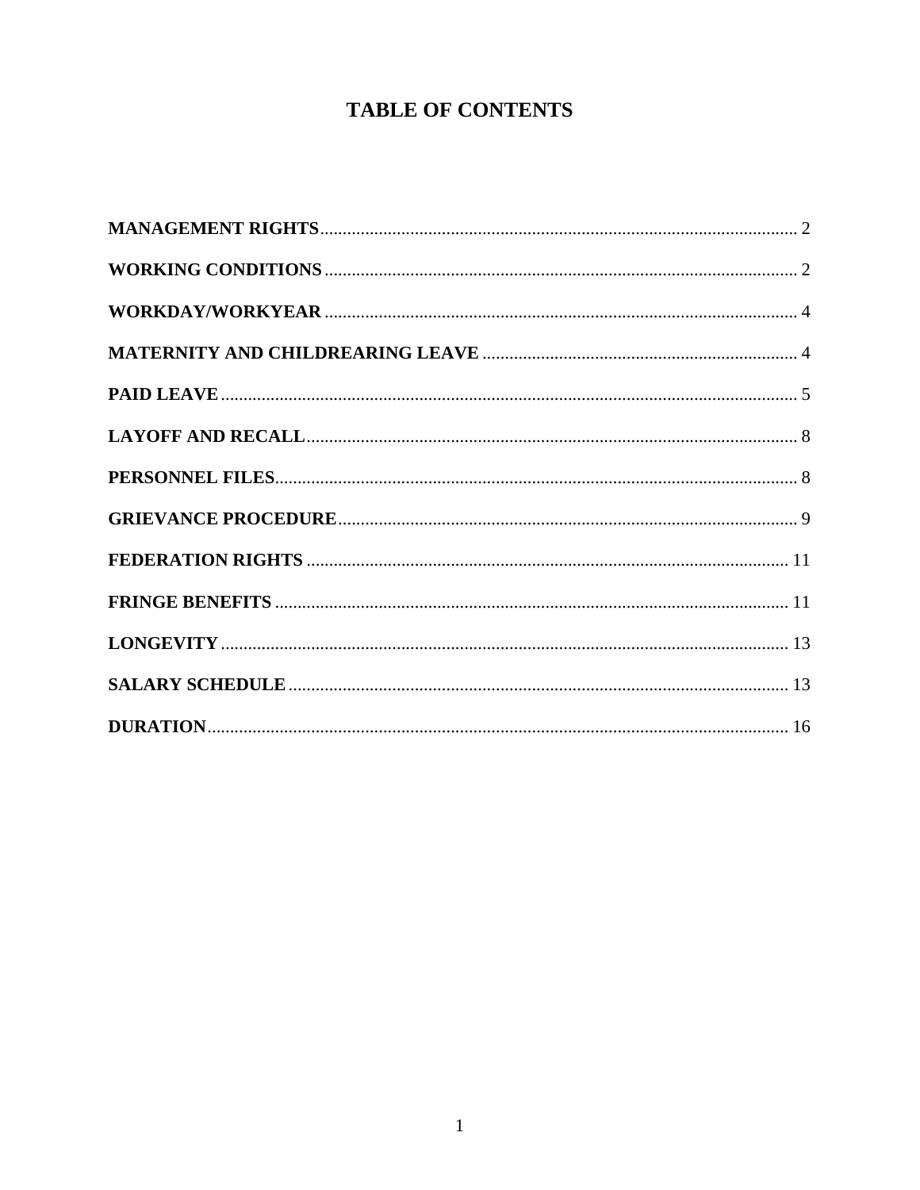# TABLE OF CONTENTS

**MANAGEMENT RIGHTS** .......... 2

**WORKING CONDITIONS** .......... 2

**WORKDAY/WORKYEAR** .......... 4

**MATERNITY AND CHILDREARING LEAVE** .......... 4

**PAID LEAVE** .......... 5

**LAYOFF AND RECALL** .......... 8

**PERSONNEL FILES** .......... 8

**GRIEVANCE PROCEDURE** .......... 9

**FEDERATION RIGHTS** .......... 11

**FRINGE BENEFITS** .......... 11

**LONGEVITY** .......... 13

**SALARY SCHEDULE** .......... 13

**DURATION** .......... 16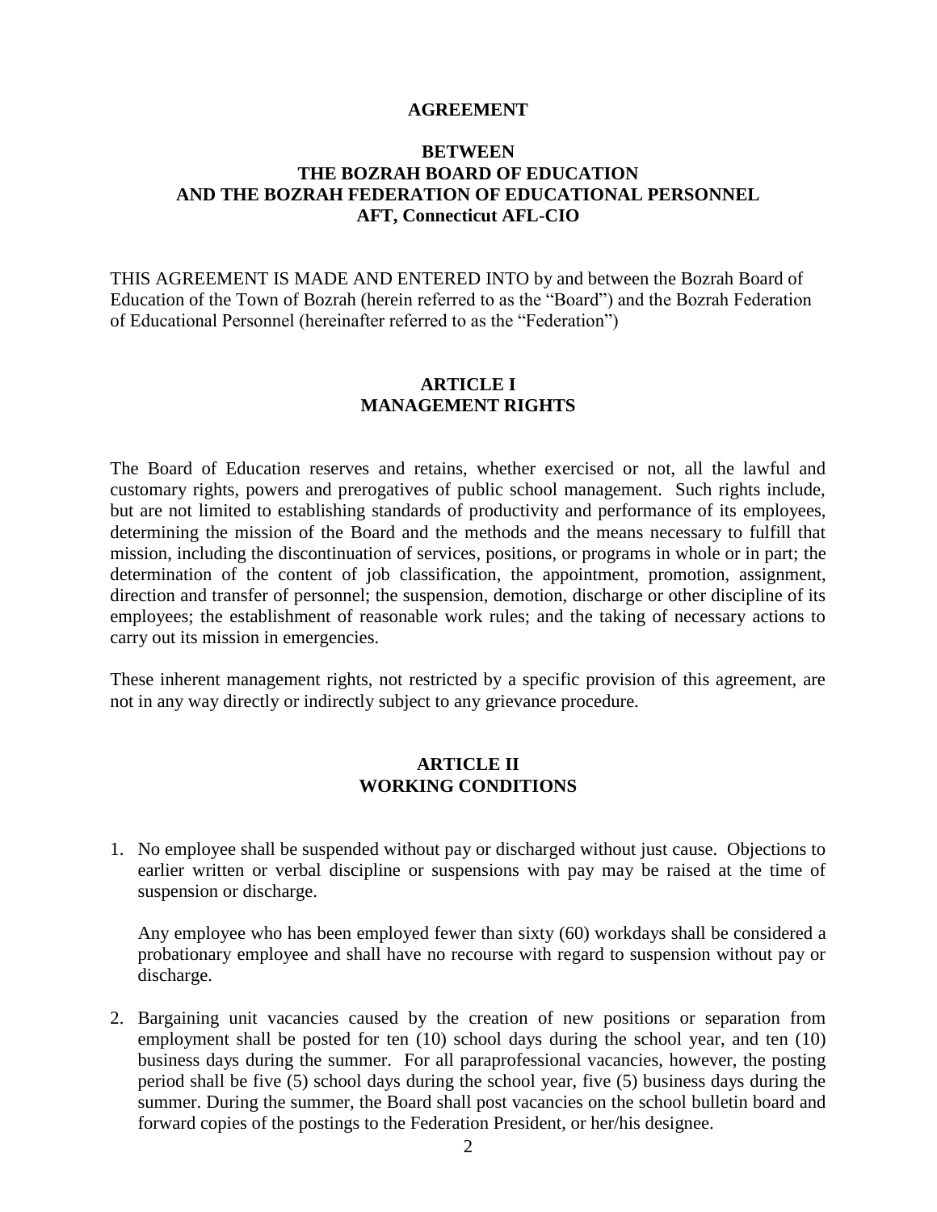# AGREEMENT

## BETWEEN
## THE BOZRAH BOARD OF EDUCATION
## AND THE BOZRAH FEDERATION OF EDUCATIONAL PERSONNEL
## AFT, Connecticut AFL-CIO

THIS AGREEMENT IS MADE AND ENTERED INTO by and between the Bozrah Board of Education of the Town of Bozrah (herein referred to as the "Board") and the Bozrah Federation of Educational Personnel (hereinafter referred to as the "Federation")

## ARTICLE I
## MANAGEMENT RIGHTS

The Board of Education reserves and retains, whether exercised or not, all the lawful and customary rights, powers and prerogatives of public school management. Such rights include, but are not limited to establishing standards of productivity and performance of its employees, determining the mission of the Board and the methods and the means necessary to fulfill that mission, including the discontinuation of services, positions, or programs in whole or in part; the determination of the content of job classification, the appointment, promotion, assignment, direction and transfer of personnel; the suspension, demotion, discharge or other discipline of its employees; the establishment of reasonable work rules; and the taking of necessary actions to carry out its mission in emergencies.

These inherent management rights, not restricted by a specific provision of this agreement, are not in any way directly or indirectly subject to any grievance procedure.

## ARTICLE II
## WORKING CONDITIONS

1. No employee shall be suspended without pay or discharged without just cause. Objections to earlier written or verbal discipline or suspensions with pay may be raised at the time of suspension or discharge.

   Any employee who has been employed fewer than sixty (60) workdays shall be considered a probationary employee and shall have no recourse with regard to suspension without pay or discharge.

2. Bargaining unit vacancies caused by the creation of new positions or separation from employment shall be posted for ten (10) school days during the school year, and ten (10) business days during the summer. For all paraprofessional vacancies, however, the posting period shall be five (5) school days during the school year, five (5) business days during the summer. During the summer, the Board shall post vacancies on the school bulletin board and forward copies of the postings to the Federation President, or her/his designee.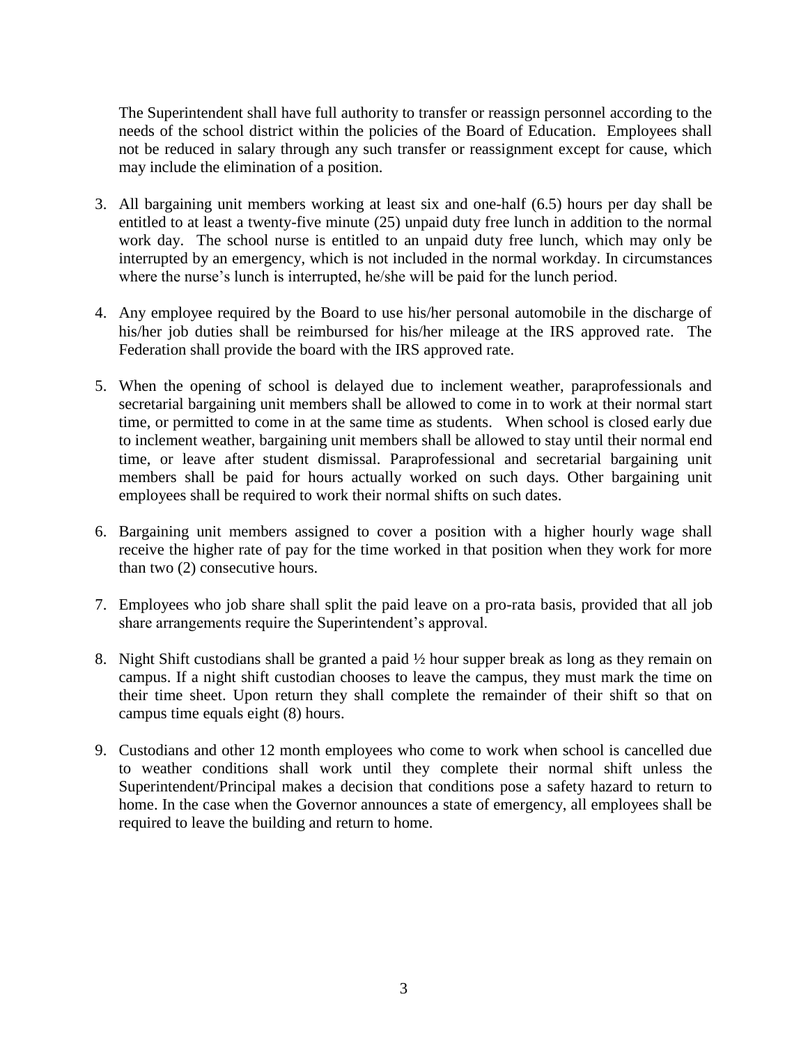The Superintendent shall have full authority to transfer or reassign personnel according to the needs of the school district within the policies of the Board of Education. Employees shall not be reduced in salary through any such transfer or reassignment except for cause, which may include the elimination of a position.

3. All bargaining unit members working at least six and one-half (6.5) hours per day shall be entitled to at least a twenty-five minute (25) unpaid duty free lunch in addition to the normal work day. The school nurse is entitled to an unpaid duty free lunch, which may only be interrupted by an emergency, which is not included in the normal workday. In circumstances where the nurse's lunch is interrupted, he/she will be paid for the lunch period.

4. Any employee required by the Board to use his/her personal automobile in the discharge of his/her job duties shall be reimbursed for his/her mileage at the IRS approved rate. The Federation shall provide the board with the IRS approved rate.

5. When the opening of school is delayed due to inclement weather, paraprofessionals and secretarial bargaining unit members shall be allowed to come in to work at their normal start time, or permitted to come in at the same time as students. When school is closed early due to inclement weather, bargaining unit members shall be allowed to stay until their normal end time, or leave after student dismissal. Paraprofessional and secretarial bargaining unit members shall be paid for hours actually worked on such days. Other bargaining unit employees shall be required to work their normal shifts on such dates.

6. Bargaining unit members assigned to cover a position with a higher hourly wage shall receive the higher rate of pay for the time worked in that position when they work for more than two (2) consecutive hours.

7. Employees who job share shall split the paid leave on a pro-rata basis, provided that all job share arrangements require the Superintendent's approval.

8. Night Shift custodians shall be granted a paid ½ hour supper break as long as they remain on campus. If a night shift custodian chooses to leave the campus, they must mark the time on their time sheet. Upon return they shall complete the remainder of their shift so that on campus time equals eight (8) hours.

9. Custodians and other 12 month employees who come to work when school is cancelled due to weather conditions shall work until they complete their normal shift unless the Superintendent/Principal makes a decision that conditions pose a safety hazard to return to home. In the case when the Governor announces a state of emergency, all employees shall be required to leave the building and return to home.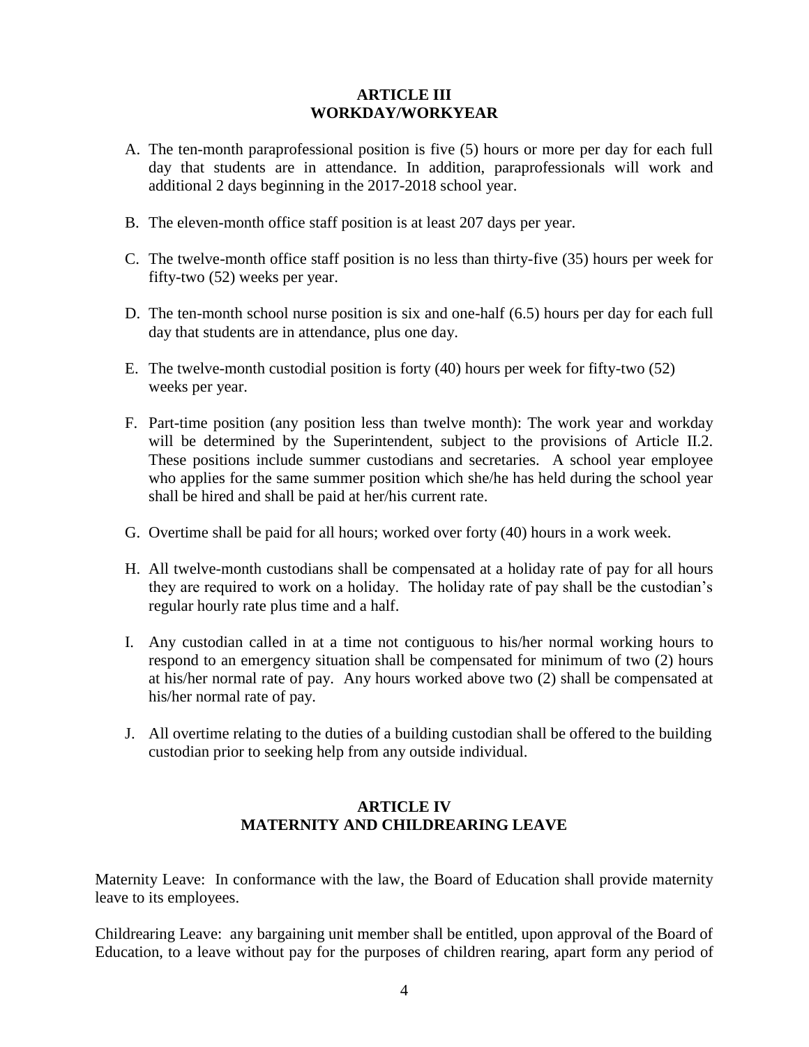## ARTICLE III
## WORKDAY/WORKYEAR

A. The ten-month paraprofessional position is five (5) hours or more per day for each full day that students are in attendance. In addition, paraprofessionals will work and additional 2 days beginning in the 2017-2018 school year.

B. The eleven-month office staff position is at least 207 days per year.

C. The twelve-month office staff position is no less than thirty-five (35) hours per week for fifty-two (52) weeks per year.

D. The ten-month school nurse position is six and one-half (6.5) hours per day for each full day that students are in attendance, plus one day.

E. The twelve-month custodial position is forty (40) hours per week for fifty-two (52) weeks per year.

F. Part-time position (any position less than twelve month): The work year and workday will be determined by the Superintendent, subject to the provisions of Article II.2. These positions include summer custodians and secretaries. A school year employee who applies for the same summer position which she/he has held during the school year shall be hired and shall be paid at her/his current rate.

G. Overtime shall be paid for all hours; worked over forty (40) hours in a work week.

H. All twelve-month custodians shall be compensated at a holiday rate of pay for all hours they are required to work on a holiday. The holiday rate of pay shall be the custodian's regular hourly rate plus time and a half.

I. Any custodian called in at a time not contiguous to his/her normal working hours to respond to an emergency situation shall be compensated for minimum of two (2) hours at his/her normal rate of pay. Any hours worked above two (2) shall be compensated at his/her normal rate of pay.

J. All overtime relating to the duties of a building custodian shall be offered to the building custodian prior to seeking help from any outside individual.

## ARTICLE IV
## MATERNITY AND CHILDREARING LEAVE

Maternity Leave: In conformance with the law, the Board of Education shall provide maternity leave to its employees.

Childrearing Leave: any bargaining unit member shall be entitled, upon approval of the Board of Education, to a leave without pay for the purposes of children rearing, apart form any period of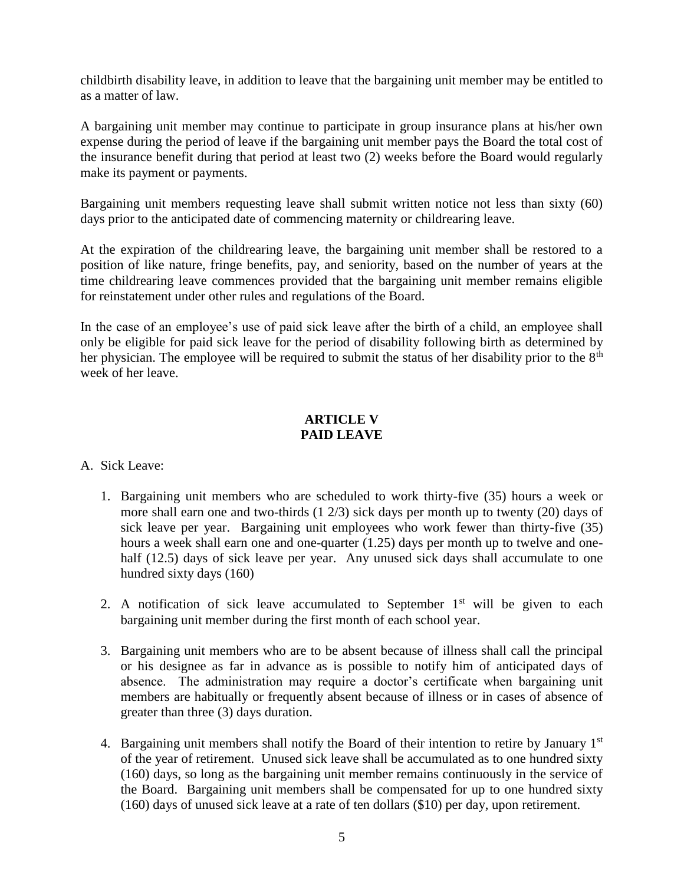childbirth disability leave, in addition to leave that the bargaining unit member may be entitled to as a matter of law.

A bargaining unit member may continue to participate in group insurance plans at his/her own expense during the period of leave if the bargaining unit member pays the Board the total cost of the insurance benefit during that period at least two (2) weeks before the Board would regularly make its payment or payments.

Bargaining unit members requesting leave shall submit written notice not less than sixty (60) days prior to the anticipated date of commencing maternity or childrearing leave.

At the expiration of the childrearing leave, the bargaining unit member shall be restored to a position of like nature, fringe benefits, pay, and seniority, based on the number of years at the time childrearing leave commences provided that the bargaining unit member remains eligible for reinstatement under other rules and regulations of the Board.

In the case of an employee's use of paid sick leave after the birth of a child, an employee shall only be eligible for paid sick leave for the period of disability following birth as determined by her physician. The employee will be required to submit the status of her disability prior to the 8th week of her leave.

## ARTICLE V
## PAID LEAVE

A. Sick Leave:

1. Bargaining unit members who are scheduled to work thirty-five (35) hours a week or more shall earn one and two-thirds (1 2/3) sick days per month up to twenty (20) days of sick leave per year. Bargaining unit employees who work fewer than thirty-five (35) hours a week shall earn one and one-quarter (1.25) days per month up to twelve and one-half (12.5) days of sick leave per year. Any unused sick days shall accumulate to one hundred sixty days (160)

2. A notification of sick leave accumulated to September 1st will be given to each bargaining unit member during the first month of each school year.

3. Bargaining unit members who are to be absent because of illness shall call the principal or his designee as far in advance as is possible to notify him of anticipated days of absence. The administration may require a doctor's certificate when bargaining unit members are habitually or frequently absent because of illness or in cases of absence of greater than three (3) days duration.

4. Bargaining unit members shall notify the Board of their intention to retire by January 1st of the year of retirement. Unused sick leave shall be accumulated as to one hundred sixty (160) days, so long as the bargaining unit member remains continuously in the service of the Board. Bargaining unit members shall be compensated for up to one hundred sixty (160) days of unused sick leave at a rate of ten dollars ($10) per day, upon retirement.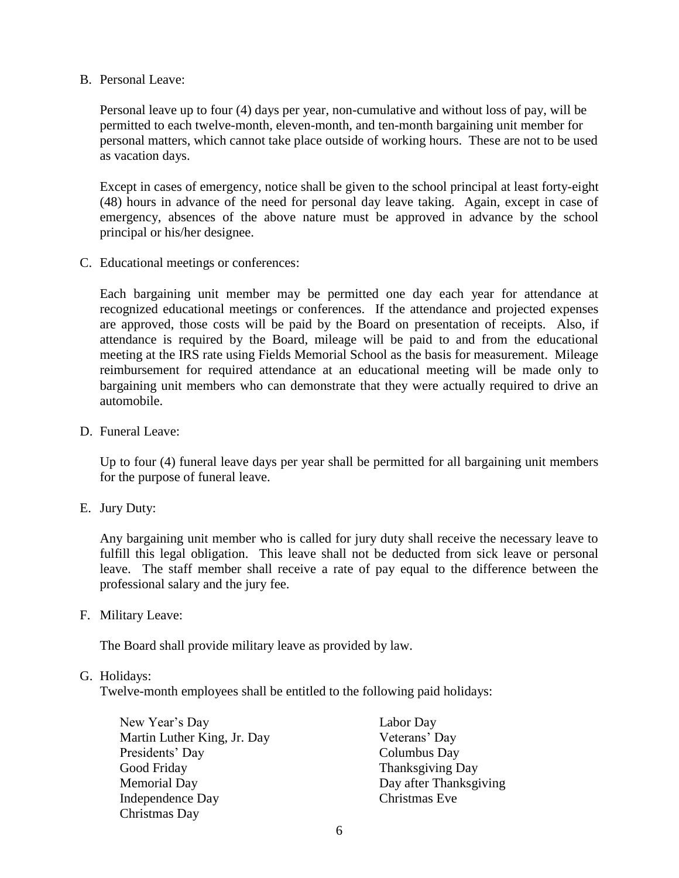B. Personal Leave:

Personal leave up to four (4) days per year, non-cumulative and without loss of pay, will be permitted to each twelve-month, eleven-month, and ten-month bargaining unit member for personal matters, which cannot take place outside of working hours. These are not to be used as vacation days.

Except in cases of emergency, notice shall be given to the school principal at least forty-eight (48) hours in advance of the need for personal day leave taking. Again, except in case of emergency, absences of the above nature must be approved in advance by the school principal or his/her designee.

C. Educational meetings or conferences:

Each bargaining unit member may be permitted one day each year for attendance at recognized educational meetings or conferences. If the attendance and projected expenses are approved, those costs will be paid by the Board on presentation of receipts. Also, if attendance is required by the Board, mileage will be paid to and from the educational meeting at the IRS rate using Fields Memorial School as the basis for measurement. Mileage reimbursement for required attendance at an educational meeting will be made only to bargaining unit members who can demonstrate that they were actually required to drive an automobile.

D. Funeral Leave:

Up to four (4) funeral leave days per year shall be permitted for all bargaining unit members for the purpose of funeral leave.

E. Jury Duty:

Any bargaining unit member who is called for jury duty shall receive the necessary leave to fulfill this legal obligation. This leave shall not be deducted from sick leave or personal leave. The staff member shall receive a rate of pay equal to the difference between the professional salary and the jury fee.

F. Military Leave:

The Board shall provide military leave as provided by law.

G. Holidays:
Twelve-month employees shall be entitled to the following paid holidays:

- New Year's Day
- Martin Luther King, Jr. Day
- Presidents' Day
- Good Friday
- Memorial Day
- Independence Day
- Christmas Day
- Labor Day
- Veterans' Day
- Columbus Day
- Thanksgiving Day
- Day after Thanksgiving
- Christmas Eve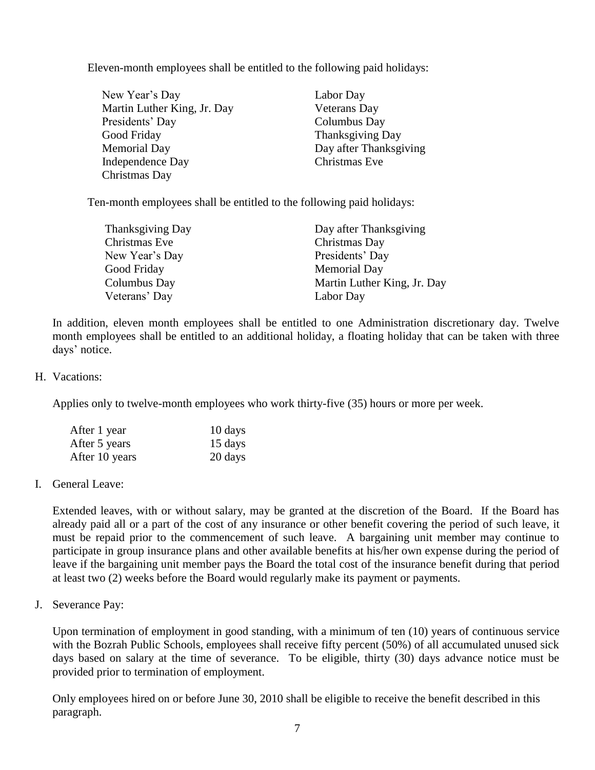Eleven-month employees shall be entitled to the following paid holidays:

| | |
|---|---|
| New Year's Day | Labor Day |
| Martin Luther King, Jr. Day | Veterans Day |
| Presidents' Day | Columbus Day |
| Good Friday | Thanksgiving Day |
| Memorial Day | Day after Thanksgiving |
| Independence Day | Christmas Eve |
| Christmas Day | |

Ten-month employees shall be entitled to the following paid holidays:

| | |
|---|---|
| Thanksgiving Day | Day after Thanksgiving |
| Christmas Eve | Christmas Day |
| New Year's Day | Presidents' Day |
| Good Friday | Memorial Day |
| Columbus Day | Martin Luther King, Jr. Day |
| Veterans' Day | Labor Day |

In addition, eleven month employees shall be entitled to one Administration discretionary day. Twelve month employees shall be entitled to an additional holiday, a floating holiday that can be taken with three days' notice.

H. Vacations:

Applies only to twelve-month employees who work thirty-five (35) hours or more per week.

| | |
|---|---|
| After 1 year | 10 days |
| After 5 years | 15 days |
| After 10 years | 20 days |

I. General Leave:

Extended leaves, with or without salary, may be granted at the discretion of the Board. If the Board has already paid all or a part of the cost of any insurance or other benefit covering the period of such leave, it must be repaid prior to the commencement of such leave. A bargaining unit member may continue to participate in group insurance plans and other available benefits at his/her own expense during the period of leave if the bargaining unit member pays the Board the total cost of the insurance benefit during that period at least two (2) weeks before the Board would regularly make its payment or payments.

J. Severance Pay:

Upon termination of employment in good standing, with a minimum of ten (10) years of continuous service with the Bozrah Public Schools, employees shall receive fifty percent (50%) of all accumulated unused sick days based on salary at the time of severance. To be eligible, thirty (30) days advance notice must be provided prior to termination of employment.

Only employees hired on or before June 30, 2010 shall be eligible to receive the benefit described in this paragraph.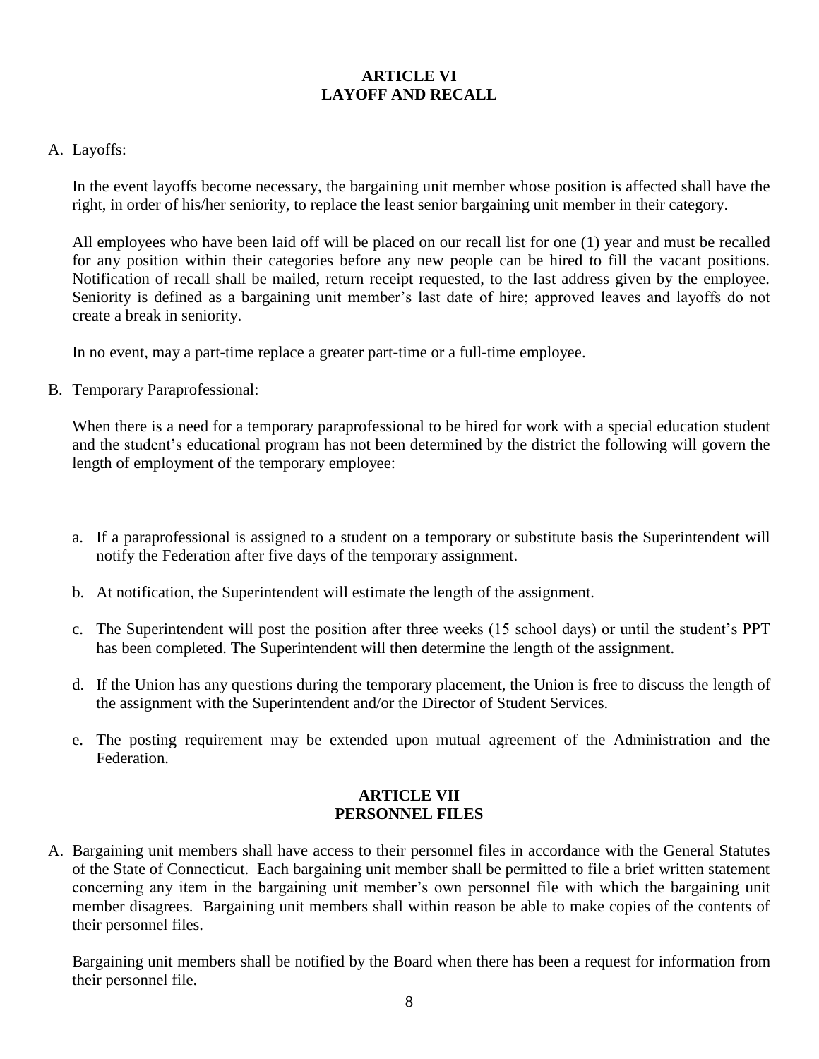## ARTICLE VI
## LAYOFF AND RECALL

A. Layoffs:

In the event layoffs become necessary, the bargaining unit member whose position is affected shall have the right, in order of his/her seniority, to replace the least senior bargaining unit member in their category.

All employees who have been laid off will be placed on our recall list for one (1) year and must be recalled for any position within their categories before any new people can be hired to fill the vacant positions. Notification of recall shall be mailed, return receipt requested, to the last address given by the employee. Seniority is defined as a bargaining unit member's last date of hire; approved leaves and layoffs do not create a break in seniority.

In no event, may a part-time replace a greater part-time or a full-time employee.

B. Temporary Paraprofessional:

When there is a need for a temporary paraprofessional to be hired for work with a special education student and the student's educational program has not been determined by the district the following will govern the length of employment of the temporary employee:

a. If a paraprofessional is assigned to a student on a temporary or substitute basis the Superintendent will notify the Federation after five days of the temporary assignment.

b. At notification, the Superintendent will estimate the length of the assignment.

c. The Superintendent will post the position after three weeks (15 school days) or until the student's PPT has been completed. The Superintendent will then determine the length of the assignment.

d. If the Union has any questions during the temporary placement, the Union is free to discuss the length of the assignment with the Superintendent and/or the Director of Student Services.

e. The posting requirement may be extended upon mutual agreement of the Administration and the Federation.

## ARTICLE VII
## PERSONNEL FILES

A. Bargaining unit members shall have access to their personnel files in accordance with the General Statutes of the State of Connecticut. Each bargaining unit member shall be permitted to file a brief written statement concerning any item in the bargaining unit member's own personnel file with which the bargaining unit member disagrees. Bargaining unit members shall within reason be able to make copies of the contents of their personnel files.

Bargaining unit members shall be notified by the Board when there has been a request for information from their personnel file.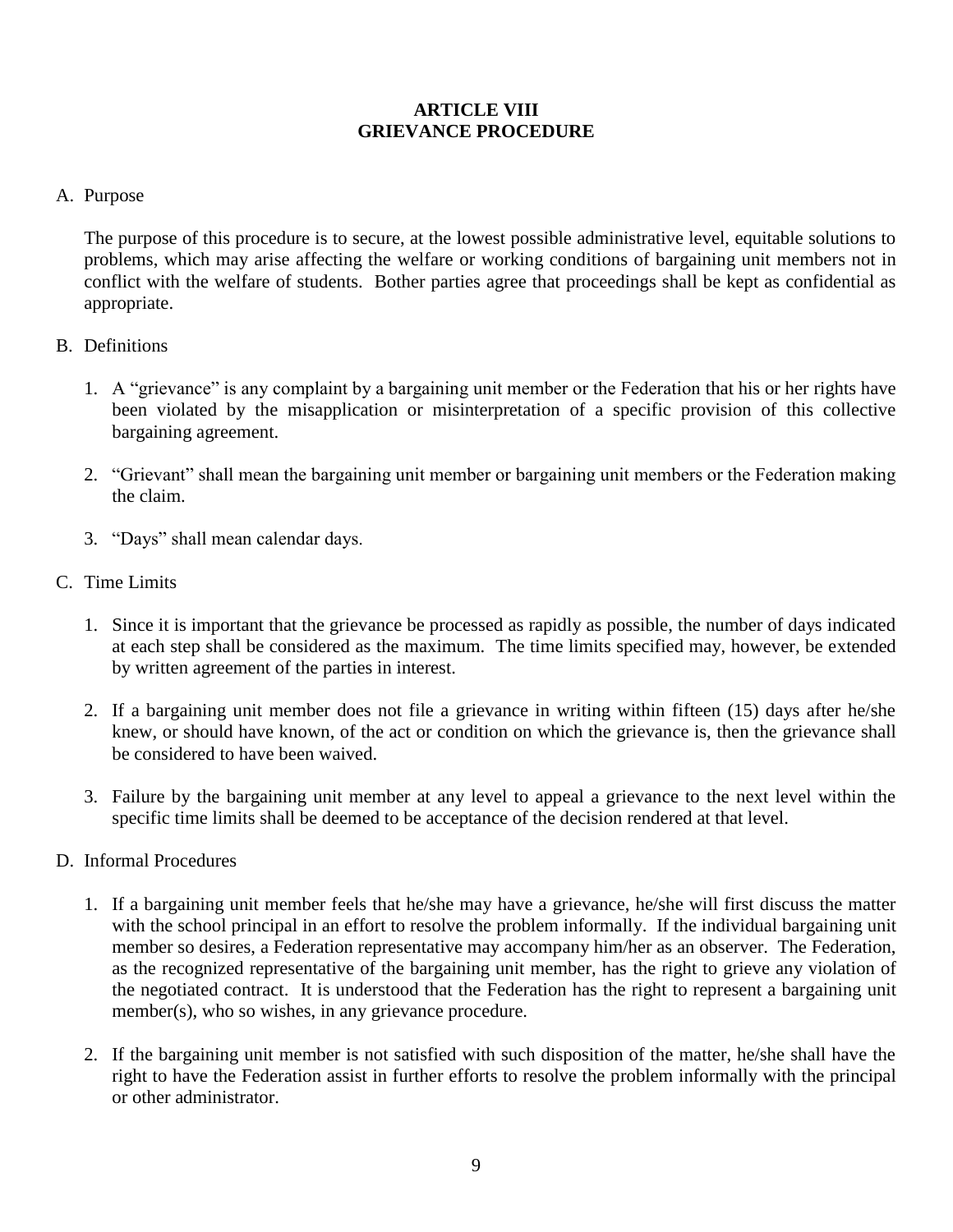# ARTICLE VIII
# GRIEVANCE PROCEDURE

A. Purpose

The purpose of this procedure is to secure, at the lowest possible administrative level, equitable solutions to problems, which may arise affecting the welfare or working conditions of bargaining unit members not in conflict with the welfare of students. Bother parties agree that proceedings shall be kept as confidential as appropriate.

B. Definitions

1. A "grievance" is any complaint by a bargaining unit member or the Federation that his or her rights have been violated by the misapplication or misinterpretation of a specific provision of this collective bargaining agreement.

2. "Grievant" shall mean the bargaining unit member or bargaining unit members or the Federation making the claim.

3. "Days" shall mean calendar days.

C. Time Limits

1. Since it is important that the grievance be processed as rapidly as possible, the number of days indicated at each step shall be considered as the maximum. The time limits specified may, however, be extended by written agreement of the parties in interest.

2. If a bargaining unit member does not file a grievance in writing within fifteen (15) days after he/she knew, or should have known, of the act or condition on which the grievance is, then the grievance shall be considered to have been waived.

3. Failure by the bargaining unit member at any level to appeal a grievance to the next level within the specific time limits shall be deemed to be acceptance of the decision rendered at that level.

D. Informal Procedures

1. If a bargaining unit member feels that he/she may have a grievance, he/she will first discuss the matter with the school principal in an effort to resolve the problem informally. If the individual bargaining unit member so desires, a Federation representative may accompany him/her as an observer. The Federation, as the recognized representative of the bargaining unit member, has the right to grieve any violation of the negotiated contract. It is understood that the Federation has the right to represent a bargaining unit member(s), who so wishes, in any grievance procedure.

2. If the bargaining unit member is not satisfied with such disposition of the matter, he/she shall have the right to have the Federation assist in further efforts to resolve the problem informally with the principal or other administrator.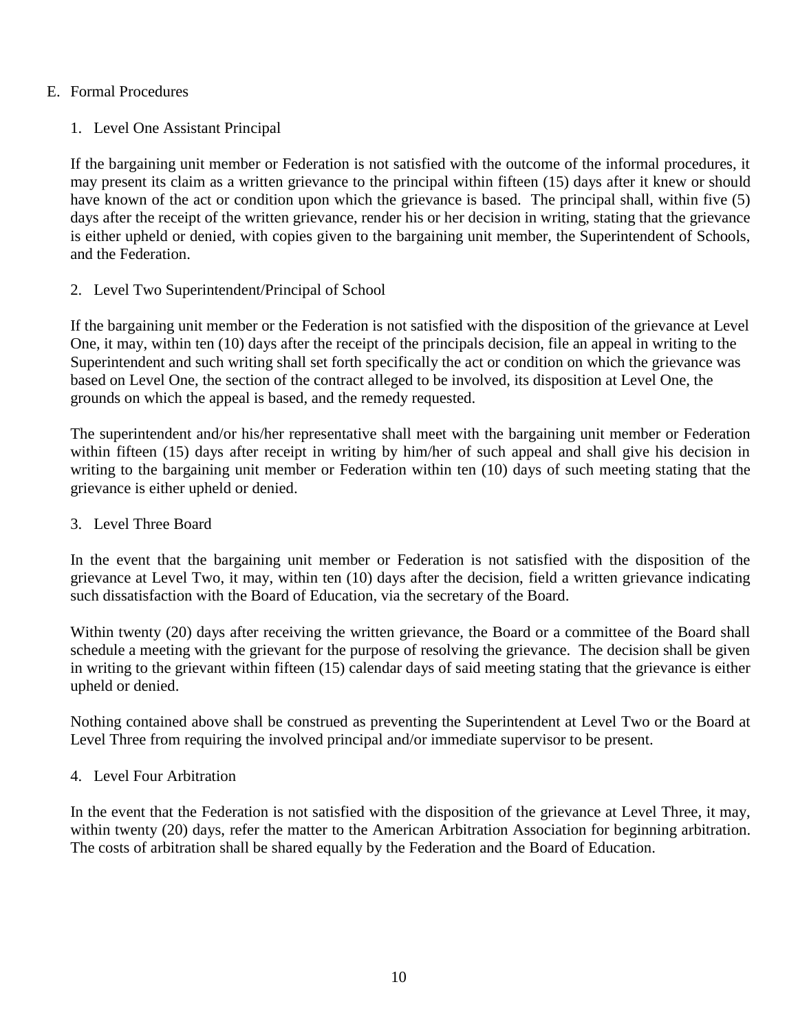## E. Formal Procedures

### 1. Level One Assistant Principal

If the bargaining unit member or Federation is not satisfied with the outcome of the informal procedures, it may present its claim as a written grievance to the principal within fifteen (15) days after it knew or should have known of the act or condition upon which the grievance is based. The principal shall, within five (5) days after the receipt of the written grievance, render his or her decision in writing, stating that the grievance is either upheld or denied, with copies given to the bargaining unit member, the Superintendent of Schools, and the Federation.

### 2. Level Two Superintendent/Principal of School

If the bargaining unit member or the Federation is not satisfied with the disposition of the grievance at Level One, it may, within ten (10) days after the receipt of the principals decision, file an appeal in writing to the Superintendent and such writing shall set forth specifically the act or condition on which the grievance was based on Level One, the section of the contract alleged to be involved, its disposition at Level One, the grounds on which the appeal is based, and the remedy requested.

The superintendent and/or his/her representative shall meet with the bargaining unit member or Federation within fifteen (15) days after receipt in writing by him/her of such appeal and shall give his decision in writing to the bargaining unit member or Federation within ten (10) days of such meeting stating that the grievance is either upheld or denied.

### 3. Level Three Board

In the event that the bargaining unit member or Federation is not satisfied with the disposition of the grievance at Level Two, it may, within ten (10) days after the decision, field a written grievance indicating such dissatisfaction with the Board of Education, via the secretary of the Board.

Within twenty (20) days after receiving the written grievance, the Board or a committee of the Board shall schedule a meeting with the grievant for the purpose of resolving the grievance. The decision shall be given in writing to the grievant within fifteen (15) calendar days of said meeting stating that the grievance is either upheld or denied.

Nothing contained above shall be construed as preventing the Superintendent at Level Two or the Board at Level Three from requiring the involved principal and/or immediate supervisor to be present.

### 4. Level Four Arbitration

In the event that the Federation is not satisfied with the disposition of the grievance at Level Three, it may, within twenty (20) days, refer the matter to the American Arbitration Association for beginning arbitration. The costs of arbitration shall be shared equally by the Federation and the Board of Education.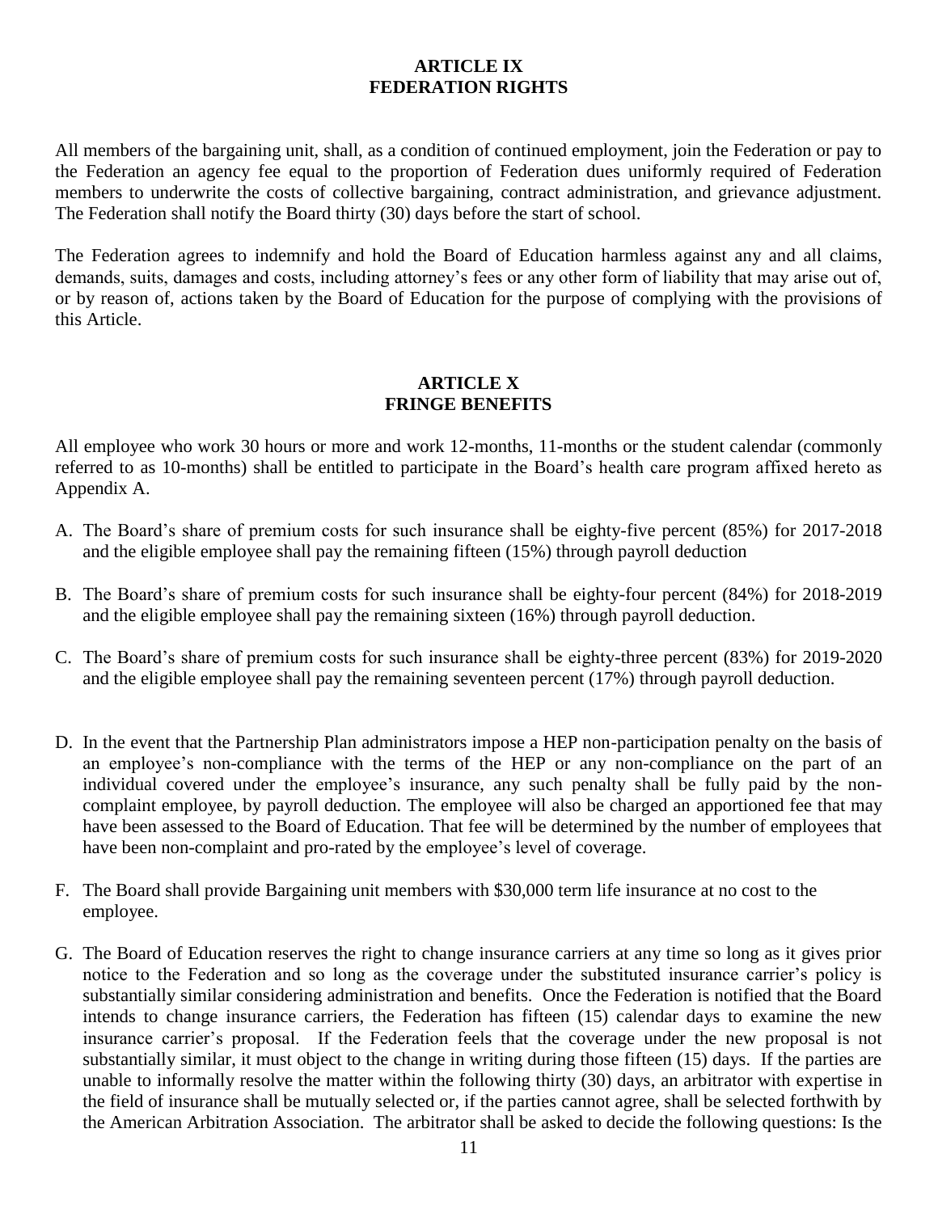## ARTICLE IX
## FEDERATION RIGHTS

All members of the bargaining unit, shall, as a condition of continued employment, join the Federation or pay to the Federation an agency fee equal to the proportion of Federation dues uniformly required of Federation members to underwrite the costs of collective bargaining, contract administration, and grievance adjustment. The Federation shall notify the Board thirty (30) days before the start of school.

The Federation agrees to indemnify and hold the Board of Education harmless against any and all claims, demands, suits, damages and costs, including attorney's fees or any other form of liability that may arise out of, or by reason of, actions taken by the Board of Education for the purpose of complying with the provisions of this Article.

## ARTICLE X
## FRINGE BENEFITS

All employee who work 30 hours or more and work 12-months, 11-months or the student calendar (commonly referred to as 10-months) shall be entitled to participate in the Board's health care program affixed hereto as Appendix A.

A. The Board's share of premium costs for such insurance shall be eighty-five percent (85%) for 2017-2018 and the eligible employee shall pay the remaining fifteen (15%) through payroll deduction

B. The Board's share of premium costs for such insurance shall be eighty-four percent (84%) for 2018-2019 and the eligible employee shall pay the remaining sixteen (16%) through payroll deduction.

C. The Board's share of premium costs for such insurance shall be eighty-three percent (83%) for 2019-2020 and the eligible employee shall pay the remaining seventeen percent (17%) through payroll deduction.

D. In the event that the Partnership Plan administrators impose a HEP non-participation penalty on the basis of an employee's non-compliance with the terms of the HEP or any non-compliance on the part of an individual covered under the employee's insurance, any such penalty shall be fully paid by the non-complaint employee, by payroll deduction. The employee will also be charged an apportioned fee that may have been assessed to the Board of Education. That fee will be determined by the number of employees that have been non-complaint and pro-rated by the employee's level of coverage.

F. The Board shall provide Bargaining unit members with $30,000 term life insurance at no cost to the employee.

G. The Board of Education reserves the right to change insurance carriers at any time so long as it gives prior notice to the Federation and so long as the coverage under the substituted insurance carrier's policy is substantially similar considering administration and benefits. Once the Federation is notified that the Board intends to change insurance carriers, the Federation has fifteen (15) calendar days to examine the new insurance carrier's proposal. If the Federation feels that the coverage under the new proposal is not substantially similar, it must object to the change in writing during those fifteen (15) days. If the parties are unable to informally resolve the matter within the following thirty (30) days, an arbitrator with expertise in the field of insurance shall be mutually selected or, if the parties cannot agree, shall be selected forthwith by the American Arbitration Association. The arbitrator shall be asked to decide the following questions: Is the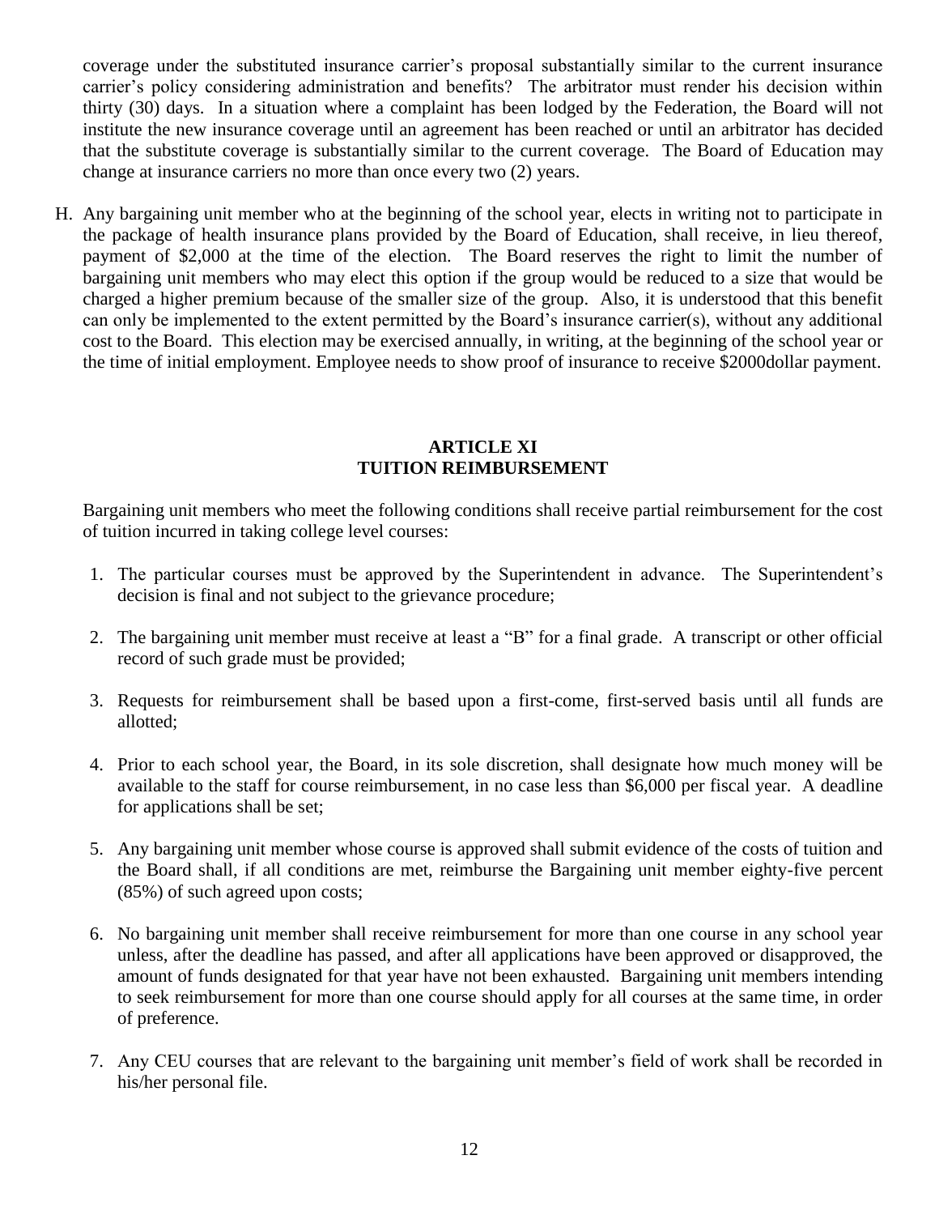coverage under the substituted insurance carrier's proposal substantially similar to the current insurance carrier's policy considering administration and benefits? The arbitrator must render his decision within thirty (30) days. In a situation where a complaint has been lodged by the Federation, the Board will not institute the new insurance coverage until an agreement has been reached or until an arbitrator has decided that the substitute coverage is substantially similar to the current coverage. The Board of Education may change at insurance carriers no more than once every two (2) years.

H. Any bargaining unit member who at the beginning of the school year, elects in writing not to participate in the package of health insurance plans provided by the Board of Education, shall receive, in lieu thereof, payment of $2,000 at the time of the election. The Board reserves the right to limit the number of bargaining unit members who may elect this option if the group would be reduced to a size that would be charged a higher premium because of the smaller size of the group. Also, it is understood that this benefit can only be implemented to the extent permitted by the Board's insurance carrier(s), without any additional cost to the Board. This election may be exercised annually, in writing, at the beginning of the school year or the time of initial employment. Employee needs to show proof of insurance to receive $2000dollar payment.

## ARTICLE XI
## TUITION REIMBURSEMENT

Bargaining unit members who meet the following conditions shall receive partial reimbursement for the cost of tuition incurred in taking college level courses:

1. The particular courses must be approved by the Superintendent in advance. The Superintendent's decision is final and not subject to the grievance procedure;

2. The bargaining unit member must receive at least a "B" for a final grade. A transcript or other official record of such grade must be provided;

3. Requests for reimbursement shall be based upon a first-come, first-served basis until all funds are allotted;

4. Prior to each school year, the Board, in its sole discretion, shall designate how much money will be available to the staff for course reimbursement, in no case less than $6,000 per fiscal year. A deadline for applications shall be set;

5. Any bargaining unit member whose course is approved shall submit evidence of the costs of tuition and the Board shall, if all conditions are met, reimburse the Bargaining unit member eighty-five percent (85%) of such agreed upon costs;

6. No bargaining unit member shall receive reimbursement for more than one course in any school year unless, after the deadline has passed, and after all applications have been approved or disapproved, the amount of funds designated for that year have not been exhausted. Bargaining unit members intending to seek reimbursement for more than one course should apply for all courses at the same time, in order of preference.

7. Any CEU courses that are relevant to the bargaining unit member's field of work shall be recorded in his/her personal file.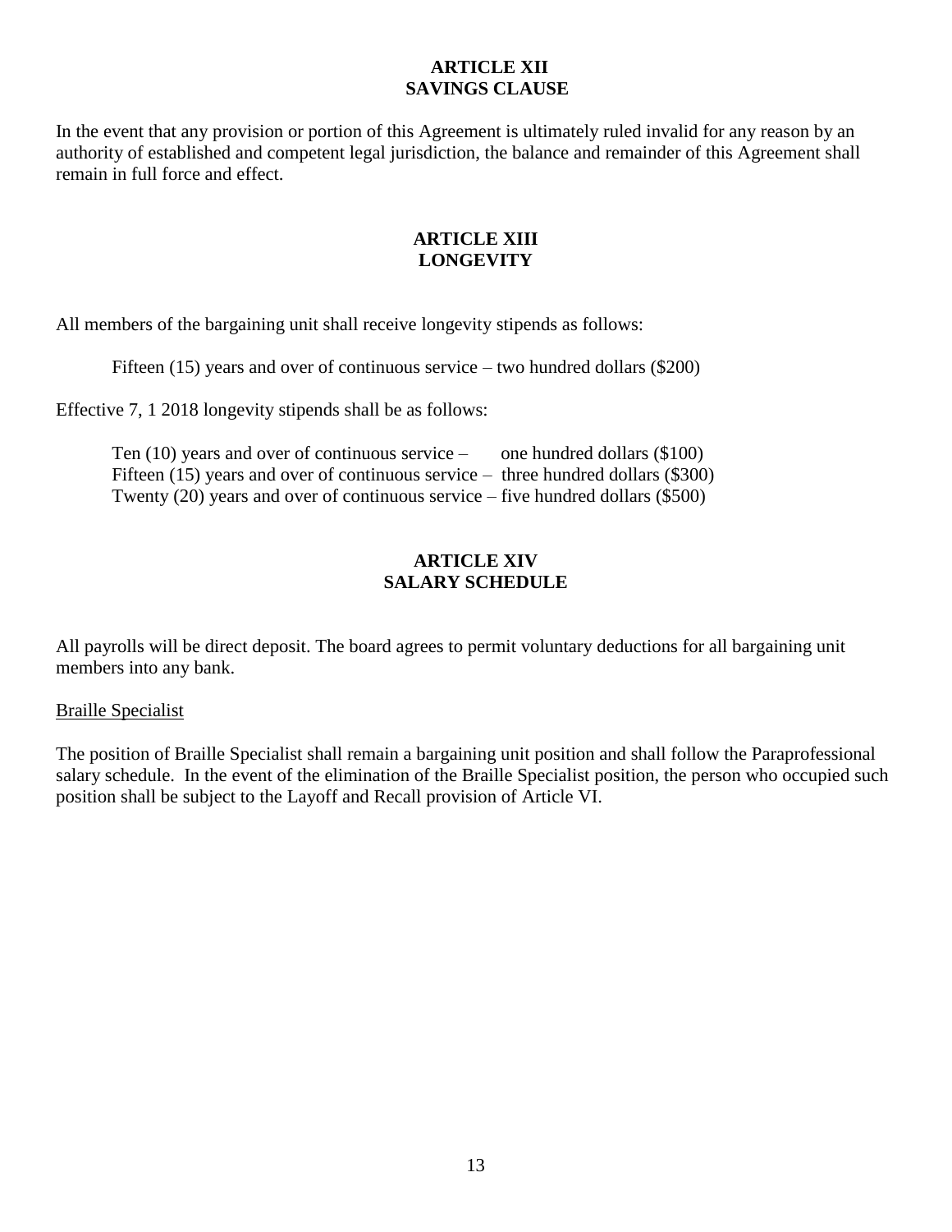## ARTICLE XII
## SAVINGS CLAUSE

In the event that any provision or portion of this Agreement is ultimately ruled invalid for any reason by an authority of established and competent legal jurisdiction, the balance and remainder of this Agreement shall remain in full force and effect.

## ARTICLE XIII
## LONGEVITY

All members of the bargaining unit shall receive longevity stipends as follows:

Fifteen (15) years and over of continuous service – two hundred dollars ($200)

Effective 7, 1 2018 longevity stipends shall be as follows:

Ten (10) years and over of continuous service – one hundred dollars ($100)
Fifteen (15) years and over of continuous service – three hundred dollars ($300)
Twenty (20) years and over of continuous service – five hundred dollars ($500)

## ARTICLE XIV
## SALARY SCHEDULE

All payrolls will be direct deposit. The board agrees to permit voluntary deductions for all bargaining unit members into any bank.

Braille Specialist

The position of Braille Specialist shall remain a bargaining unit position and shall follow the Paraprofessional salary schedule. In the event of the elimination of the Braille Specialist position, the person who occupied such position shall be subject to the Layoff and Recall provision of Article VI.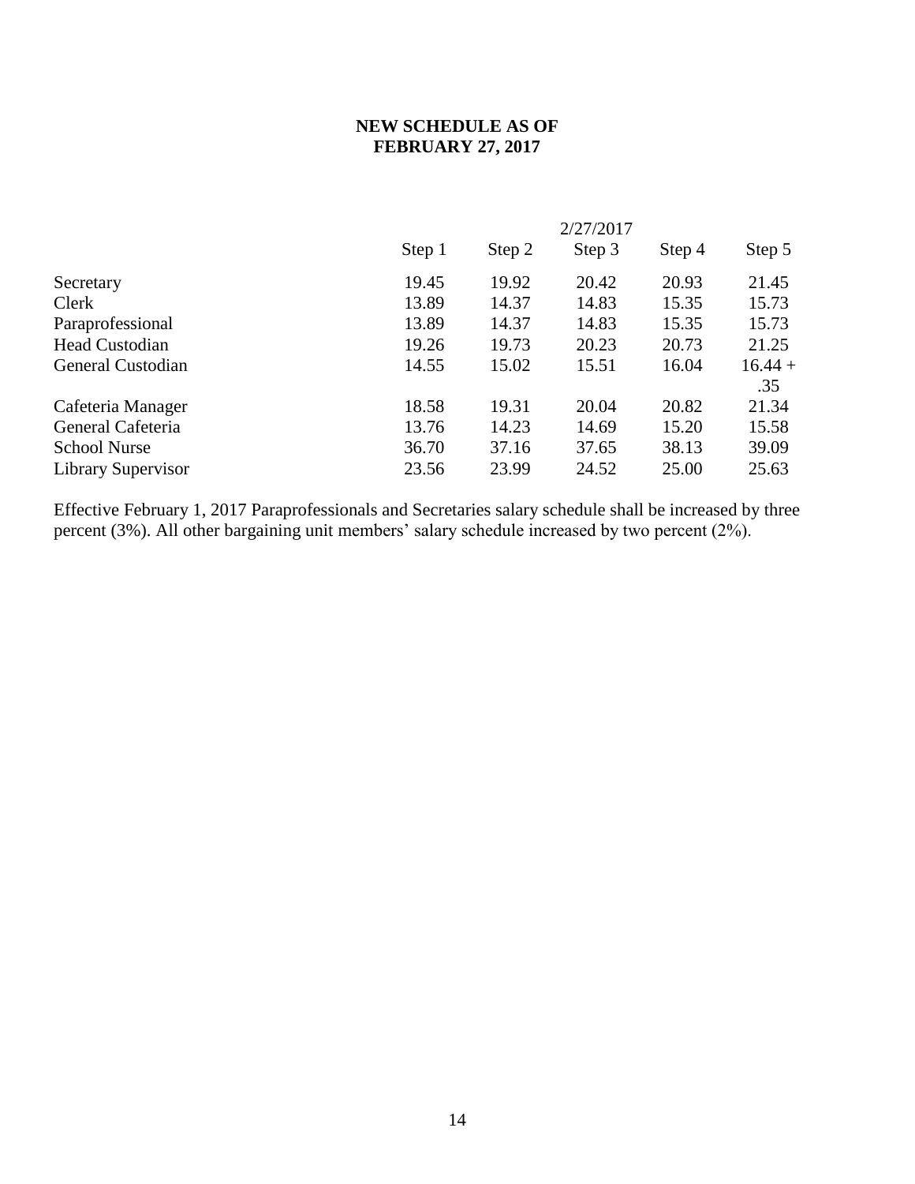## NEW SCHEDULE AS OF FEBRUARY 27, 2017

| | 2/27/2017 | | | | |
|---|---|---|---|---|---|
| | Step 1 | Step 2 | Step 3 | Step 4 | Step 5 |
| Secretary | 19.45 | 19.92 | 20.42 | 20.93 | 21.45 |
| Clerk | 13.89 | 14.37 | 14.83 | 15.35 | 15.73 |
| Paraprofessional | 13.89 | 14.37 | 14.83 | 15.35 | 15.73 |
| Head Custodian | 19.26 | 19.73 | 20.23 | 20.73 | 21.25 |
| General Custodian | 14.55 | 15.02 | 15.51 | 16.04 | 16.44 + .35 |
| Cafeteria Manager | 18.58 | 19.31 | 20.04 | 20.82 | 21.34 |
| General Cafeteria | 13.76 | 14.23 | 14.69 | 15.20 | 15.58 |
| School Nurse | 36.70 | 37.16 | 37.65 | 38.13 | 39.09 |
| Library Supervisor | 23.56 | 23.99 | 24.52 | 25.00 | 25.63 |

Effective February 1, 2017 Paraprofessionals and Secretaries salary schedule shall be increased by three percent (3%). All other bargaining unit members' salary schedule increased by two percent (2%).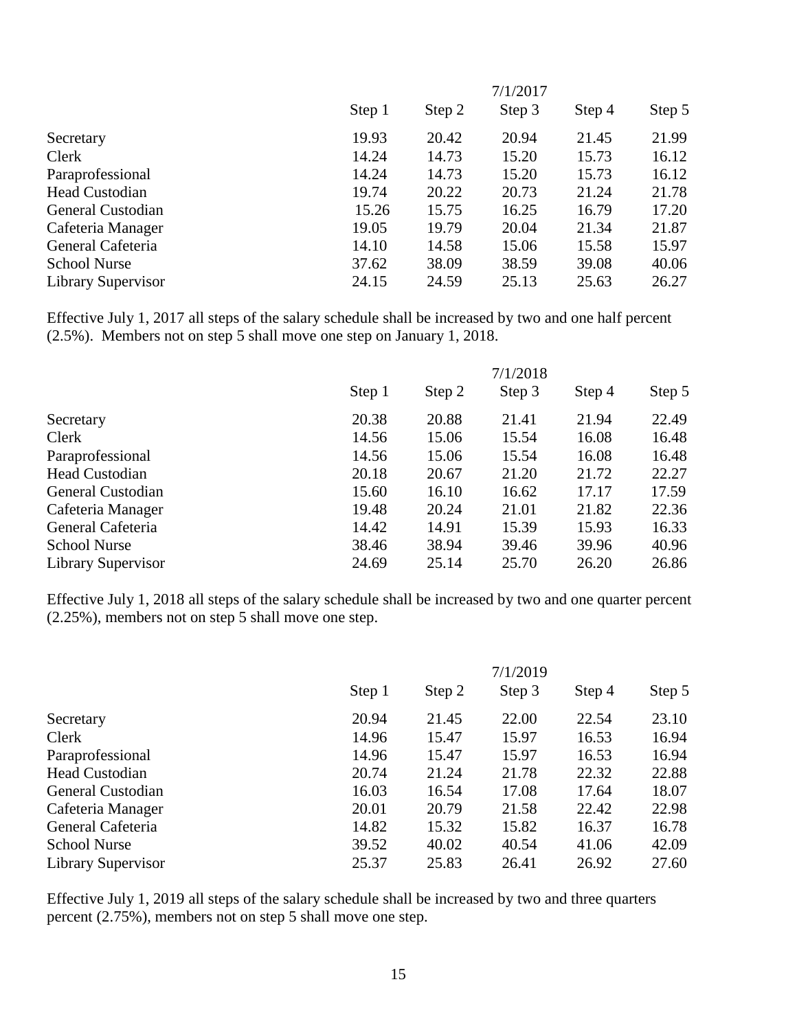| | 7/1/2017 | | | | |
|---|---|---|---|---|---|
| | Step 1 | Step 2 | Step 3 | Step 4 | Step 5 |
| Secretary | 19.93 | 20.42 | 20.94 | 21.45 | 21.99 |
| Clerk | 14.24 | 14.73 | 15.20 | 15.73 | 16.12 |
| Paraprofessional | 14.24 | 14.73 | 15.20 | 15.73 | 16.12 |
| Head Custodian | 19.74 | 20.22 | 20.73 | 21.24 | 21.78 |
| General Custodian | 15.26 | 15.75 | 16.25 | 16.79 | 17.20 |
| Cafeteria Manager | 19.05 | 19.79 | 20.04 | 21.34 | 21.87 |
| General Cafeteria | 14.10 | 14.58 | 15.06 | 15.58 | 15.97 |
| School Nurse | 37.62 | 38.09 | 38.59 | 39.08 | 40.06 |
| Library Supervisor | 24.15 | 24.59 | 25.13 | 25.63 | 26.27 |

Effective July 1, 2017 all steps of the salary schedule shall be increased by two and one half percent (2.5%). Members not on step 5 shall move one step on January 1, 2018.

| | 7/1/2018 | | | | |
|---|---|---|---|---|---|
| | Step 1 | Step 2 | Step 3 | Step 4 | Step 5 |
| Secretary | 20.38 | 20.88 | 21.41 | 21.94 | 22.49 |
| Clerk | 14.56 | 15.06 | 15.54 | 16.08 | 16.48 |
| Paraprofessional | 14.56 | 15.06 | 15.54 | 16.08 | 16.48 |
| Head Custodian | 20.18 | 20.67 | 21.20 | 21.72 | 22.27 |
| General Custodian | 15.60 | 16.10 | 16.62 | 17.17 | 17.59 |
| Cafeteria Manager | 19.48 | 20.24 | 21.01 | 21.82 | 22.36 |
| General Cafeteria | 14.42 | 14.91 | 15.39 | 15.93 | 16.33 |
| School Nurse | 38.46 | 38.94 | 39.46 | 39.96 | 40.96 |
| Library Supervisor | 24.69 | 25.14 | 25.70 | 26.20 | 26.86 |

Effective July 1, 2018 all steps of the salary schedule shall be increased by two and one quarter percent (2.25%), members not on step 5 shall move one step.

| | 7/1/2019 | | | | |
|---|---|---|---|---|---|
| | Step 1 | Step 2 | Step 3 | Step 4 | Step 5 |
| Secretary | 20.94 | 21.45 | 22.00 | 22.54 | 23.10 |
| Clerk | 14.96 | 15.47 | 15.97 | 16.53 | 16.94 |
| Paraprofessional | 14.96 | 15.47 | 15.97 | 16.53 | 16.94 |
| Head Custodian | 20.74 | 21.24 | 21.78 | 22.32 | 22.88 |
| General Custodian | 16.03 | 16.54 | 17.08 | 17.64 | 18.07 |
| Cafeteria Manager | 20.01 | 20.79 | 21.58 | 22.42 | 22.98 |
| General Cafeteria | 14.82 | 15.32 | 15.82 | 16.37 | 16.78 |
| School Nurse | 39.52 | 40.02 | 40.54 | 41.06 | 42.09 |
| Library Supervisor | 25.37 | 25.83 | 26.41 | 26.92 | 27.60 |

Effective July 1, 2019 all steps of the salary schedule shall be increased by two and three quarters percent (2.75%), members not on step 5 shall move one step.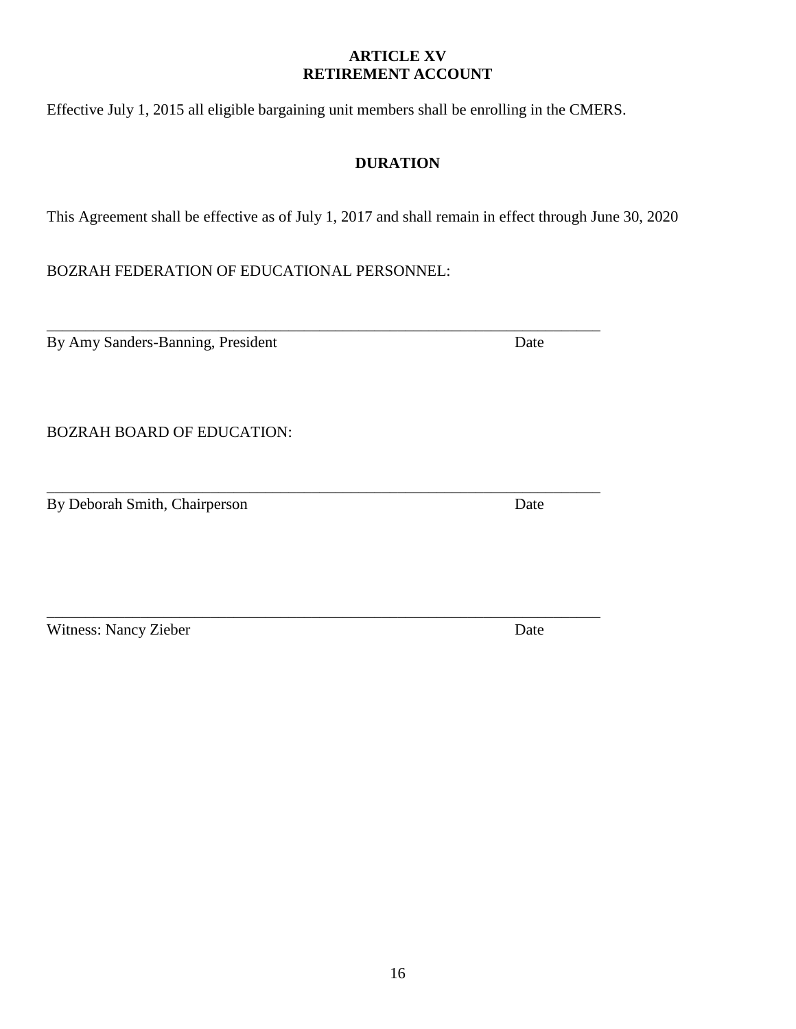## ARTICLE XV
## RETIREMENT ACCOUNT

Effective July 1, 2015 all eligible bargaining unit members shall be enrolling in the CMERS.

## DURATION

This Agreement shall be effective as of July 1, 2017 and shall remain in effect through June 30, 2020

BOZRAH FEDERATION OF EDUCATIONAL PERSONNEL:

_______________________________________________________________________

By Amy Sanders-Banning, President Date

BOZRAH BOARD OF EDUCATION:

_______________________________________________________________________

By Deborah Smith, Chairperson Date

_______________________________________________________________________

Witness: Nancy Zieber Date